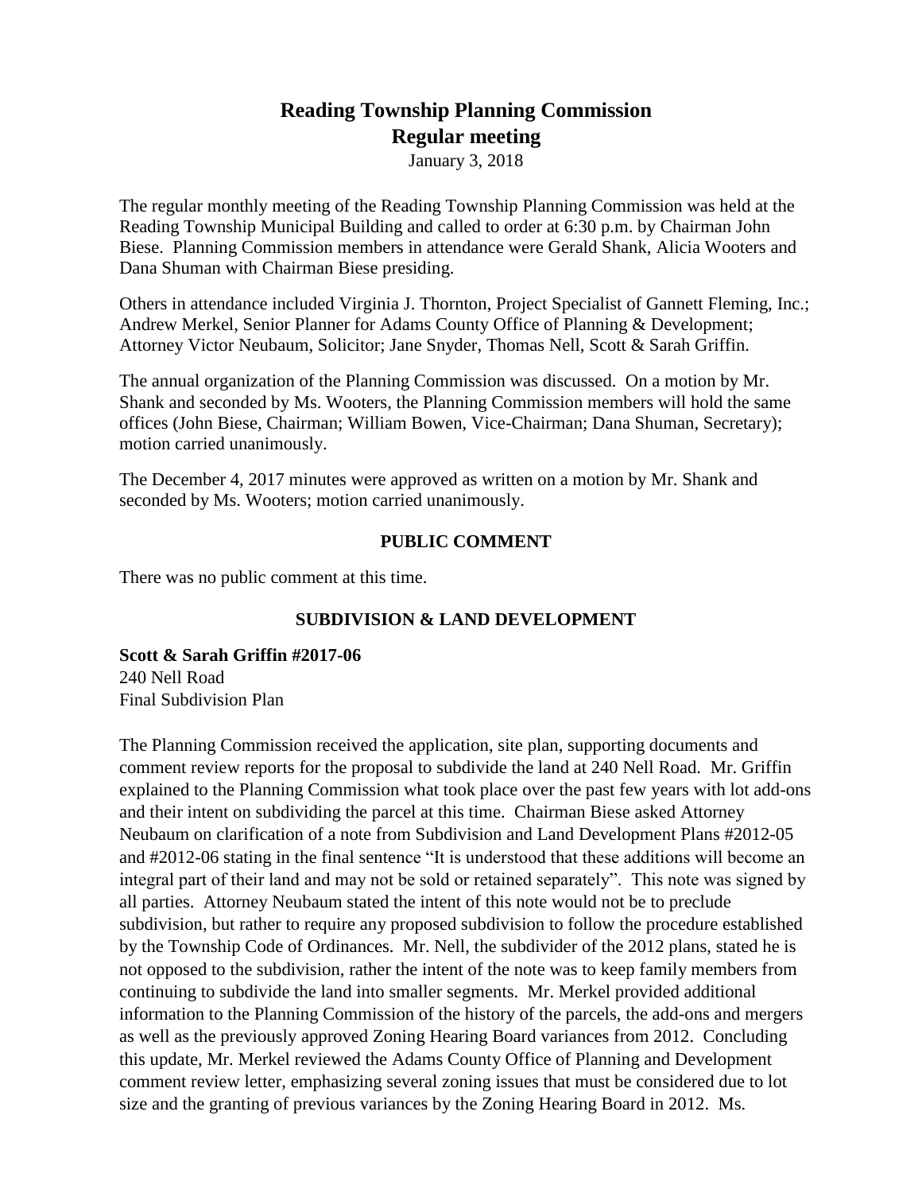# Reading Township Planning Commission
## Regular meeting

January 3, 2018

The regular monthly meeting of the Reading Township Planning Commission was held at the Reading Township Municipal Building and called to order at 6:30 p.m. by Chairman John Biese. Planning Commission members in attendance were Gerald Shank, Alicia Wooters and Dana Shuman with Chairman Biese presiding.

Others in attendance included Virginia J. Thornton, Project Specialist of Gannett Fleming, Inc.; Andrew Merkel, Senior Planner for Adams County Office of Planning & Development; Attorney Victor Neubaum, Solicitor; Jane Snyder, Thomas Nell, Scott & Sarah Griffin.

The annual organization of the Planning Commission was discussed. On a motion by Mr. Shank and seconded by Ms. Wooters, the Planning Commission members will hold the same offices (John Biese, Chairman; William Bowen, Vice-Chairman; Dana Shuman, Secretary); motion carried unanimously.

The December 4, 2017 minutes were approved as written on a motion by Mr. Shank and seconded by Ms. Wooters; motion carried unanimously.

### PUBLIC COMMENT

There was no public comment at this time.

### SUBDIVISION & LAND DEVELOPMENT

**Scott & Sarah Griffin #2017-06**
240 Nell Road
Final Subdivision Plan

The Planning Commission received the application, site plan, supporting documents and comment review reports for the proposal to subdivide the land at 240 Nell Road. Mr. Griffin explained to the Planning Commission what took place over the past few years with lot add-ons and their intent on subdividing the parcel at this time. Chairman Biese asked Attorney Neubaum on clarification of a note from Subdivision and Land Development Plans #2012-05 and #2012-06 stating in the final sentence "It is understood that these additions will become an integral part of their land and may not be sold or retained separately". This note was signed by all parties. Attorney Neubaum stated the intent of this note would not be to preclude subdivision, but rather to require any proposed subdivision to follow the procedure established by the Township Code of Ordinances. Mr. Nell, the subdivider of the 2012 plans, stated he is not opposed to the subdivision, rather the intent of the note was to keep family members from continuing to subdivide the land into smaller segments. Mr. Merkel provided additional information to the Planning Commission of the history of the parcels, the add-ons and mergers as well as the previously approved Zoning Hearing Board variances from 2012. Concluding this update, Mr. Merkel reviewed the Adams County Office of Planning and Development comment review letter, emphasizing several zoning issues that must be considered due to lot size and the granting of previous variances by the Zoning Hearing Board in 2012. Ms.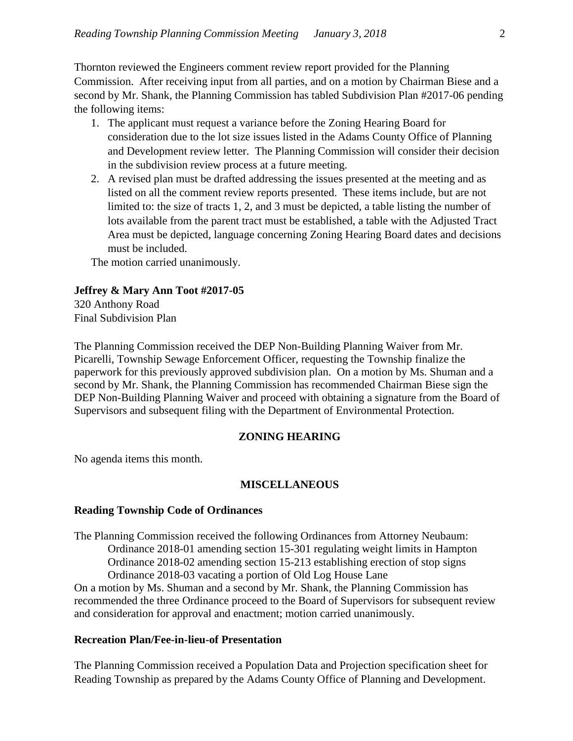Thornton reviewed the Engineers comment review report provided for the Planning Commission. After receiving input from all parties, and on a motion by Chairman Biese and a second by Mr. Shank, the Planning Commission has tabled Subdivision Plan #2017-06 pending the following items:

1. The applicant must request a variance before the Zoning Hearing Board for consideration due to the lot size issues listed in the Adams County Office of Planning and Development review letter. The Planning Commission will consider their decision in the subdivision review process at a future meeting.
2. A revised plan must be drafted addressing the issues presented at the meeting and as listed on all the comment review reports presented. These items include, but are not limited to: the size of tracts 1, 2, and 3 must be depicted, a table listing the number of lots available from the parent tract must be established, a table with the Adjusted Tract Area must be depicted, language concerning Zoning Hearing Board dates and decisions must be included.

The motion carried unanimously.

**Jeffrey & Mary Ann Toot #2017-05**
320 Anthony Road
Final Subdivision Plan

The Planning Commission received the DEP Non-Building Planning Waiver from Mr. Picarelli, Township Sewage Enforcement Officer, requesting the Township finalize the paperwork for this previously approved subdivision plan. On a motion by Ms. Shuman and a second by Mr. Shank, the Planning Commission has recommended Chairman Biese sign the DEP Non-Building Planning Waiver and proceed with obtaining a signature from the Board of Supervisors and subsequent filing with the Department of Environmental Protection.

## ZONING HEARING

No agenda items this month.

## MISCELLANEOUS

**Reading Township Code of Ordinances**

The Planning Commission received the following Ordinances from Attorney Neubaum:
Ordinance 2018-01 amending section 15-301 regulating weight limits in Hampton
Ordinance 2018-02 amending section 15-213 establishing erection of stop signs
Ordinance 2018-03 vacating a portion of Old Log House Lane
On a motion by Ms. Shuman and a second by Mr. Shank, the Planning Commission has recommended the three Ordinance proceed to the Board of Supervisors for subsequent review and consideration for approval and enactment; motion carried unanimously.

**Recreation Plan/Fee-in-lieu-of Presentation**

The Planning Commission received a Population Data and Projection specification sheet for Reading Township as prepared by the Adams County Office of Planning and Development.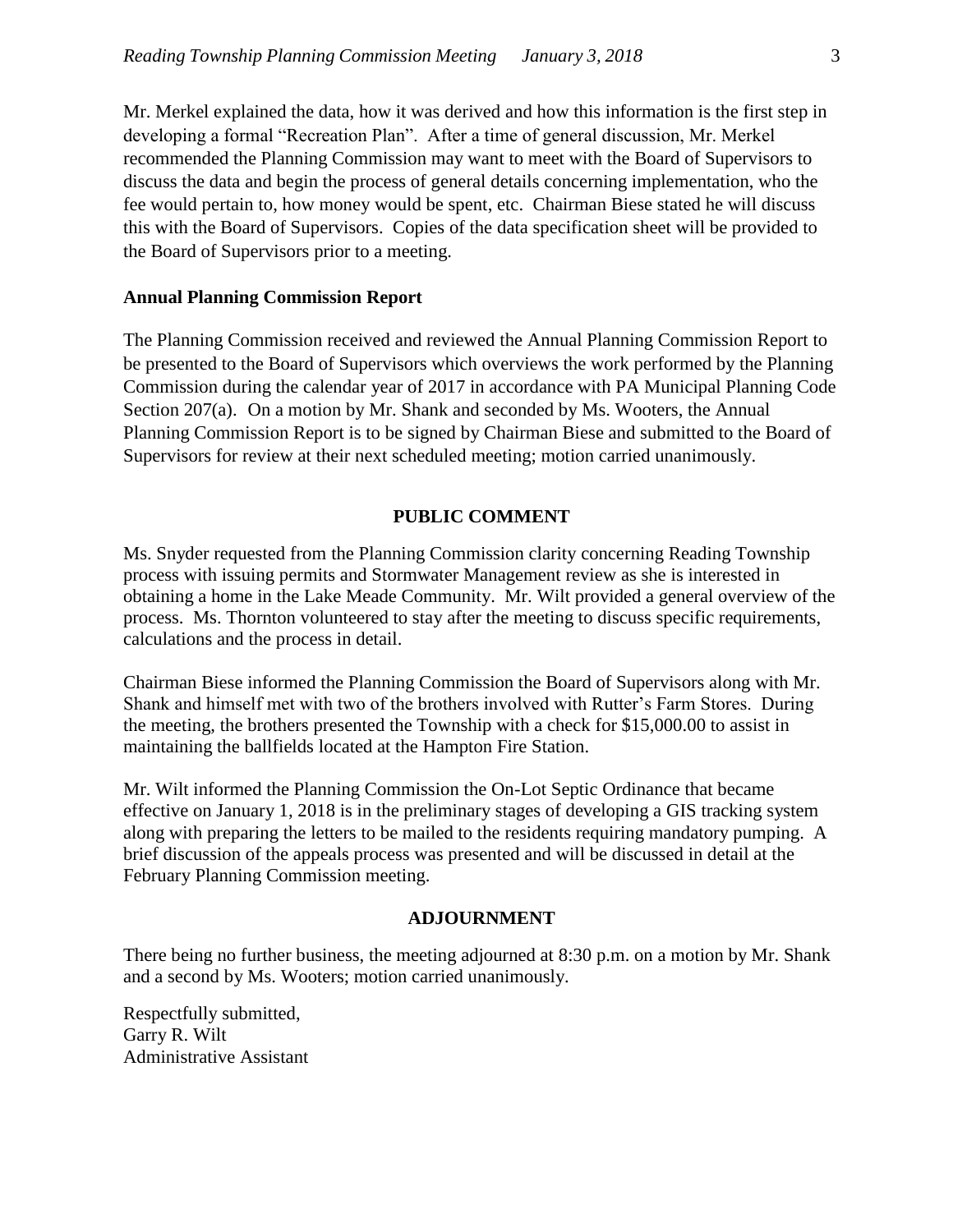Mr. Merkel explained the data, how it was derived and how this information is the first step in developing a formal "Recreation Plan". After a time of general discussion, Mr. Merkel recommended the Planning Commission may want to meet with the Board of Supervisors to discuss the data and begin the process of general details concerning implementation, who the fee would pertain to, how money would be spent, etc. Chairman Biese stated he will discuss this with the Board of Supervisors. Copies of the data specification sheet will be provided to the Board of Supervisors prior to a meeting.

**Annual Planning Commission Report**

The Planning Commission received and reviewed the Annual Planning Commission Report to be presented to the Board of Supervisors which overviews the work performed by the Planning Commission during the calendar year of 2017 in accordance with PA Municipal Planning Code Section 207(a). On a motion by Mr. Shank and seconded by Ms. Wooters, the Annual Planning Commission Report is to be signed by Chairman Biese and submitted to the Board of Supervisors for review at their next scheduled meeting; motion carried unanimously.

## PUBLIC COMMENT

Ms. Snyder requested from the Planning Commission clarity concerning Reading Township process with issuing permits and Stormwater Management review as she is interested in obtaining a home in the Lake Meade Community. Mr. Wilt provided a general overview of the process. Ms. Thornton volunteered to stay after the meeting to discuss specific requirements, calculations and the process in detail.

Chairman Biese informed the Planning Commission the Board of Supervisors along with Mr. Shank and himself met with two of the brothers involved with Rutter's Farm Stores. During the meeting, the brothers presented the Township with a check for $15,000.00 to assist in maintaining the ballfields located at the Hampton Fire Station.

Mr. Wilt informed the Planning Commission the On-Lot Septic Ordinance that became effective on January 1, 2018 is in the preliminary stages of developing a GIS tracking system along with preparing the letters to be mailed to the residents requiring mandatory pumping. A brief discussion of the appeals process was presented and will be discussed in detail at the February Planning Commission meeting.

## ADJOURNMENT

There being no further business, the meeting adjourned at 8:30 p.m. on a motion by Mr. Shank and a second by Ms. Wooters; motion carried unanimously.

Respectfully submitted,
Garry R. Wilt
Administrative Assistant